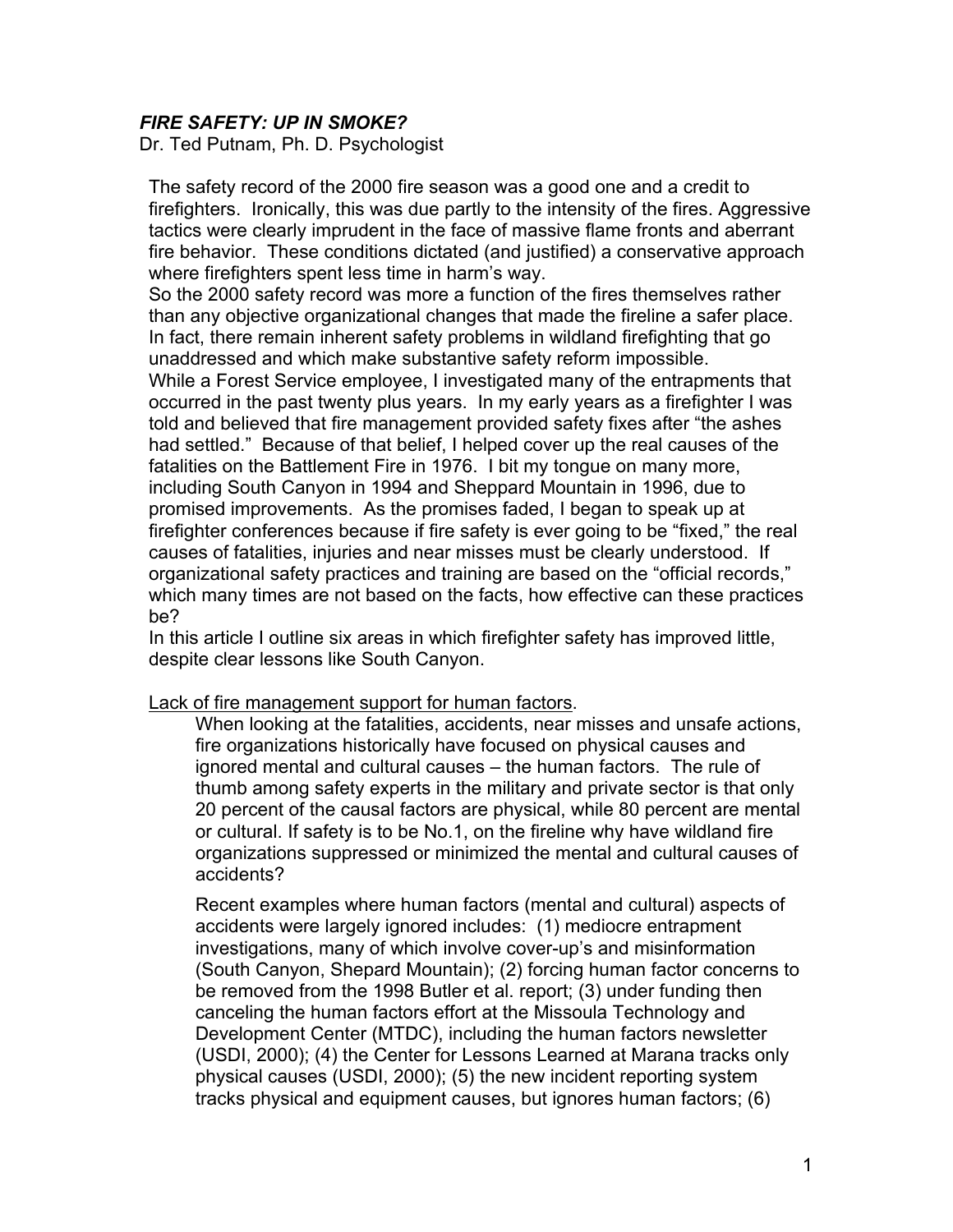***FIRE SAFETY: UP IN SMOKE?***

Dr. Ted Putnam, Ph. D. Psychologist

The safety record of the 2000 fire season was a good one and a credit to firefighters. Ironically, this was due partly to the intensity of the fires. Aggressive tactics were clearly imprudent in the face of massive flame fronts and aberrant fire behavior. These conditions dictated (and justified) a conservative approach where firefighters spent less time in harm's way.

So the 2000 safety record was more a function of the fires themselves rather than any objective organizational changes that made the fireline a safer place. In fact, there remain inherent safety problems in wildland firefighting that go unaddressed and which make substantive safety reform impossible.

While a Forest Service employee, I investigated many of the entrapments that occurred in the past twenty plus years. In my early years as a firefighter I was told and believed that fire management provided safety fixes after "the ashes had settled." Because of that belief, I helped cover up the real causes of the fatalities on the Battlement Fire in 1976. I bit my tongue on many more, including South Canyon in 1994 and Sheppard Mountain in 1996, due to promised improvements. As the promises faded, I began to speak up at firefighter conferences because if fire safety is ever going to be "fixed," the real causes of fatalities, injuries and near misses must be clearly understood. If organizational safety practices and training are based on the "official records," which many times are not based on the facts, how effective can these practices be?

In this article I outline six areas in which firefighter safety has improved little, despite clear lessons like South Canyon.

<u>Lack of fire management support for human factors</u>.

When looking at the fatalities, accidents, near misses and unsafe actions, fire organizations historically have focused on physical causes and ignored mental and cultural causes – the human factors. The rule of thumb among safety experts in the military and private sector is that only 20 percent of the causal factors are physical, while 80 percent are mental or cultural. If safety is to be No.1, on the fireline why have wildland fire organizations suppressed or minimized the mental and cultural causes of accidents?

Recent examples where human factors (mental and cultural) aspects of accidents were largely ignored includes: (1) mediocre entrapment investigations, many of which involve cover-up's and misinformation (South Canyon, Shepard Mountain); (2) forcing human factor concerns to be removed from the 1998 Butler et al. report; (3) under funding then canceling the human factors effort at the Missoula Technology and Development Center (MTDC), including the human factors newsletter (USDI, 2000); (4) the Center for Lessons Learned at Marana tracks only physical causes (USDI, 2000); (5) the new incident reporting system tracks physical and equipment causes, but ignores human factors; (6)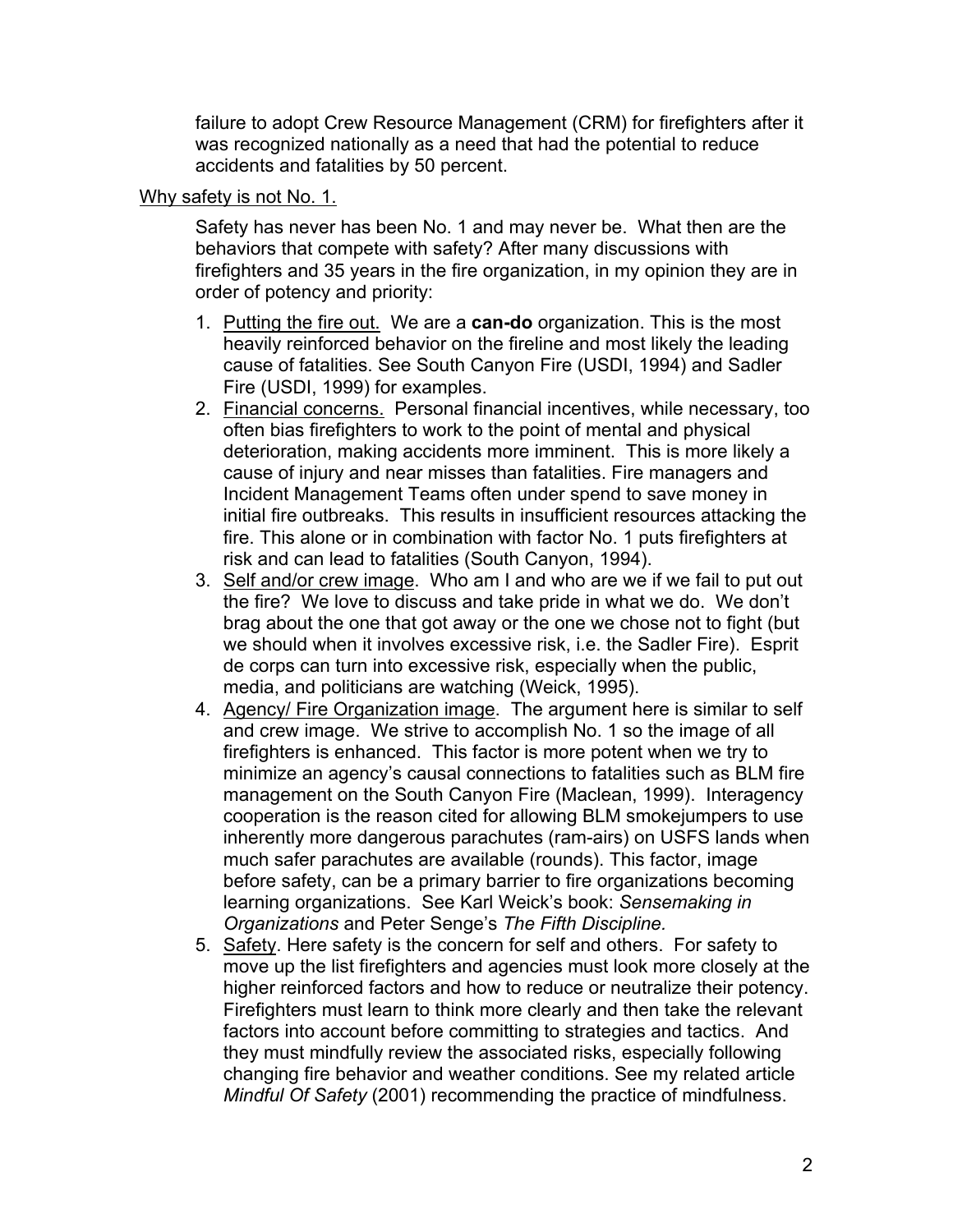failure to adopt Crew Resource Management (CRM) for firefighters after it was recognized nationally as a need that had the potential to reduce accidents and fatalities by 50 percent.

<u>Why safety is not No. 1.</u>

Safety has never has been No. 1 and may never be. What then are the behaviors that compete with safety? After many discussions with firefighters and 35 years in the fire organization, in my opinion they are in order of potency and priority:

1. <u>Putting the fire out.</u> We are a **can-do** organization. This is the most heavily reinforced behavior on the fireline and most likely the leading cause of fatalities. See South Canyon Fire (USDI, 1994) and Sadler Fire (USDI, 1999) for examples.
2. <u>Financial concerns.</u> Personal financial incentives, while necessary, too often bias firefighters to work to the point of mental and physical deterioration, making accidents more imminent. This is more likely a cause of injury and near misses than fatalities. Fire managers and Incident Management Teams often under spend to save money in initial fire outbreaks. This results in insufficient resources attacking the fire. This alone or in combination with factor No. 1 puts firefighters at risk and can lead to fatalities (South Canyon, 1994).
3. <u>Self and/or crew image</u>. Who am I and who are we if we fail to put out the fire? We love to discuss and take pride in what we do. We don't brag about the one that got away or the one we chose not to fight (but we should when it involves excessive risk, i.e. the Sadler Fire). Esprit de corps can turn into excessive risk, especially when the public, media, and politicians are watching (Weick, 1995).
4. <u>Agency/ Fire Organization image</u>. The argument here is similar to self and crew image. We strive to accomplish No. 1 so the image of all firefighters is enhanced. This factor is more potent when we try to minimize an agency's causal connections to fatalities such as BLM fire management on the South Canyon Fire (Maclean, 1999). Interagency cooperation is the reason cited for allowing BLM smokejumpers to use inherently more dangerous parachutes (ram-airs) on USFS lands when much safer parachutes are available (rounds). This factor, image before safety, can be a primary barrier to fire organizations becoming learning organizations. See Karl Weick's book: *Sensemaking in Organizations* and Peter Senge's *The Fifth Discipline.*
5. <u>Safety</u>. Here safety is the concern for self and others. For safety to move up the list firefighters and agencies must look more closely at the higher reinforced factors and how to reduce or neutralize their potency. Firefighters must learn to think more clearly and then take the relevant factors into account before committing to strategies and tactics. And they must mindfully review the associated risks, especially following changing fire behavior and weather conditions. See my related article *Mindful Of Safety* (2001) recommending the practice of mindfulness.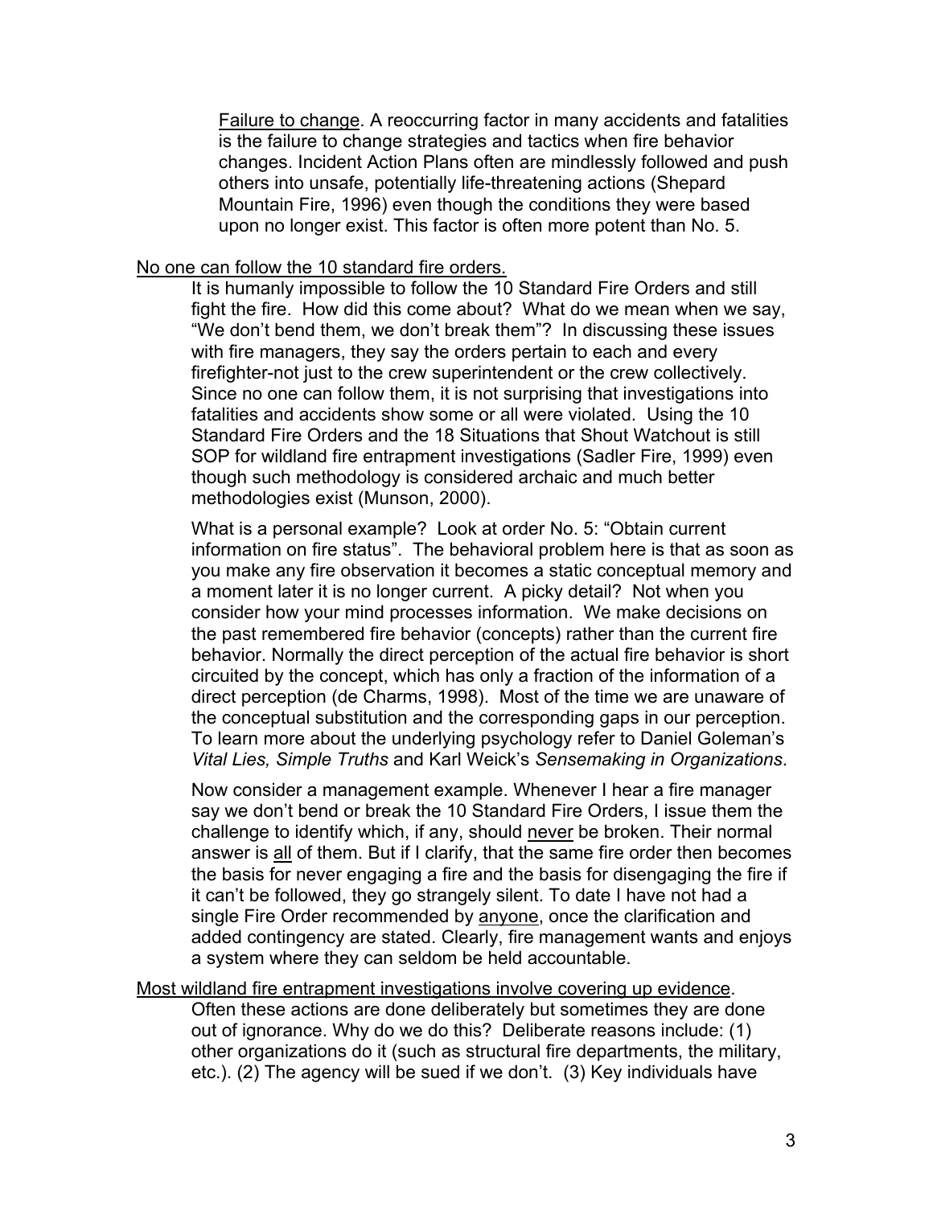Failure to change. A reoccurring factor in many accidents and fatalities is the failure to change strategies and tactics when fire behavior changes. Incident Action Plans often are mindlessly followed and push others into unsafe, potentially life-threatening actions (Shepard Mountain Fire, 1996) even though the conditions they were based upon no longer exist. This factor is often more potent than No. 5.

No one can follow the 10 standard fire orders.

It is humanly impossible to follow the 10 Standard Fire Orders and still fight the fire. How did this come about? What do we mean when we say, “We don’t bend them, we don’t break them”? In discussing these issues with fire managers, they say the orders pertain to each and every firefighter-not just to the crew superintendent or the crew collectively. Since no one can follow them, it is not surprising that investigations into fatalities and accidents show some or all were violated. Using the 10 Standard Fire Orders and the 18 Situations that Shout Watchout is still SOP for wildland fire entrapment investigations (Sadler Fire, 1999) even though such methodology is considered archaic and much better methodologies exist (Munson, 2000).

What is a personal example? Look at order No. 5: “Obtain current information on fire status”. The behavioral problem here is that as soon as you make any fire observation it becomes a static conceptual memory and a moment later it is no longer current. A picky detail? Not when you consider how your mind processes information. We make decisions on the past remembered fire behavior (concepts) rather than the current fire behavior. Normally the direct perception of the actual fire behavior is short circuited by the concept, which has only a fraction of the information of a direct perception (de Charms, 1998). Most of the time we are unaware of the conceptual substitution and the corresponding gaps in our perception. To learn more about the underlying psychology refer to Daniel Goleman’s *Vital Lies, Simple Truths* and Karl Weick’s *Sensemaking in Organizations*.

Now consider a management example. Whenever I hear a fire manager say we don’t bend or break the 10 Standard Fire Orders, I issue them the challenge to identify which, if any, should never be broken. Their normal answer is all of them. But if I clarify, that the same fire order then becomes the basis for never engaging a fire and the basis for disengaging the fire if it can’t be followed, they go strangely silent. To date I have not had a single Fire Order recommended by anyone, once the clarification and added contingency are stated. Clearly, fire management wants and enjoys a system where they can seldom be held accountable.

Most wildland fire entrapment investigations involve covering up evidence.

Often these actions are done deliberately but sometimes they are done out of ignorance. Why do we do this? Deliberate reasons include: (1) other organizations do it (such as structural fire departments, the military, etc.). (2) The agency will be sued if we don’t. (3) Key individuals have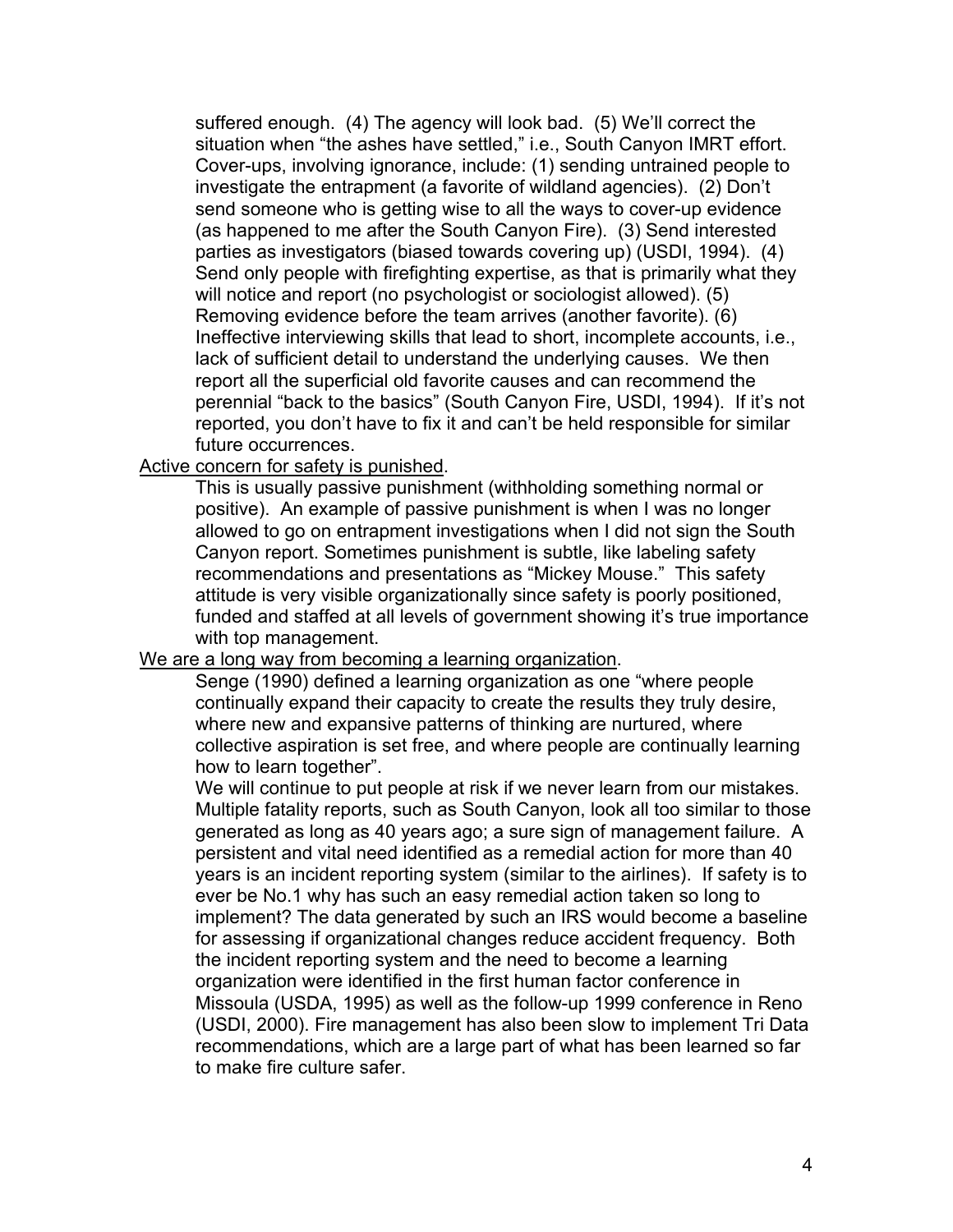suffered enough. (4) The agency will look bad. (5) We'll correct the situation when "the ashes have settled," i.e., South Canyon IMRT effort. Cover-ups, involving ignorance, include: (1) sending untrained people to investigate the entrapment (a favorite of wildland agencies). (2) Don't send someone who is getting wise to all the ways to cover-up evidence (as happened to me after the South Canyon Fire). (3) Send interested parties as investigators (biased towards covering up) (USDI, 1994). (4) Send only people with firefighting expertise, as that is primarily what they will notice and report (no psychologist or sociologist allowed). (5) Removing evidence before the team arrives (another favorite). (6) Ineffective interviewing skills that lead to short, incomplete accounts, i.e., lack of sufficient detail to understand the underlying causes. We then report all the superficial old favorite causes and can recommend the perennial "back to the basics" (South Canyon Fire, USDI, 1994). If it's not reported, you don't have to fix it and can't be held responsible for similar future occurrences.

<u>Active concern for safety is punished</u>.

This is usually passive punishment (withholding something normal or positive). An example of passive punishment is when I was no longer allowed to go on entrapment investigations when I did not sign the South Canyon report. Sometimes punishment is subtle, like labeling safety recommendations and presentations as "Mickey Mouse." This safety attitude is very visible organizationally since safety is poorly positioned, funded and staffed at all levels of government showing it's true importance with top management.

<u>We are a long way from becoming a learning organization</u>.

Senge (1990) defined a learning organization as one "where people continually expand their capacity to create the results they truly desire, where new and expansive patterns of thinking are nurtured, where collective aspiration is set free, and where people are continually learning how to learn together".

We will continue to put people at risk if we never learn from our mistakes. Multiple fatality reports, such as South Canyon, look all too similar to those generated as long as 40 years ago; a sure sign of management failure. A persistent and vital need identified as a remedial action for more than 40 years is an incident reporting system (similar to the airlines). If safety is to ever be No.1 why has such an easy remedial action taken so long to implement? The data generated by such an IRS would become a baseline for assessing if organizational changes reduce accident frequency. Both the incident reporting system and the need to become a learning organization were identified in the first human factor conference in Missoula (USDA, 1995) as well as the follow-up 1999 conference in Reno (USDI, 2000). Fire management has also been slow to implement Tri Data recommendations, which are a large part of what has been learned so far to make fire culture safer.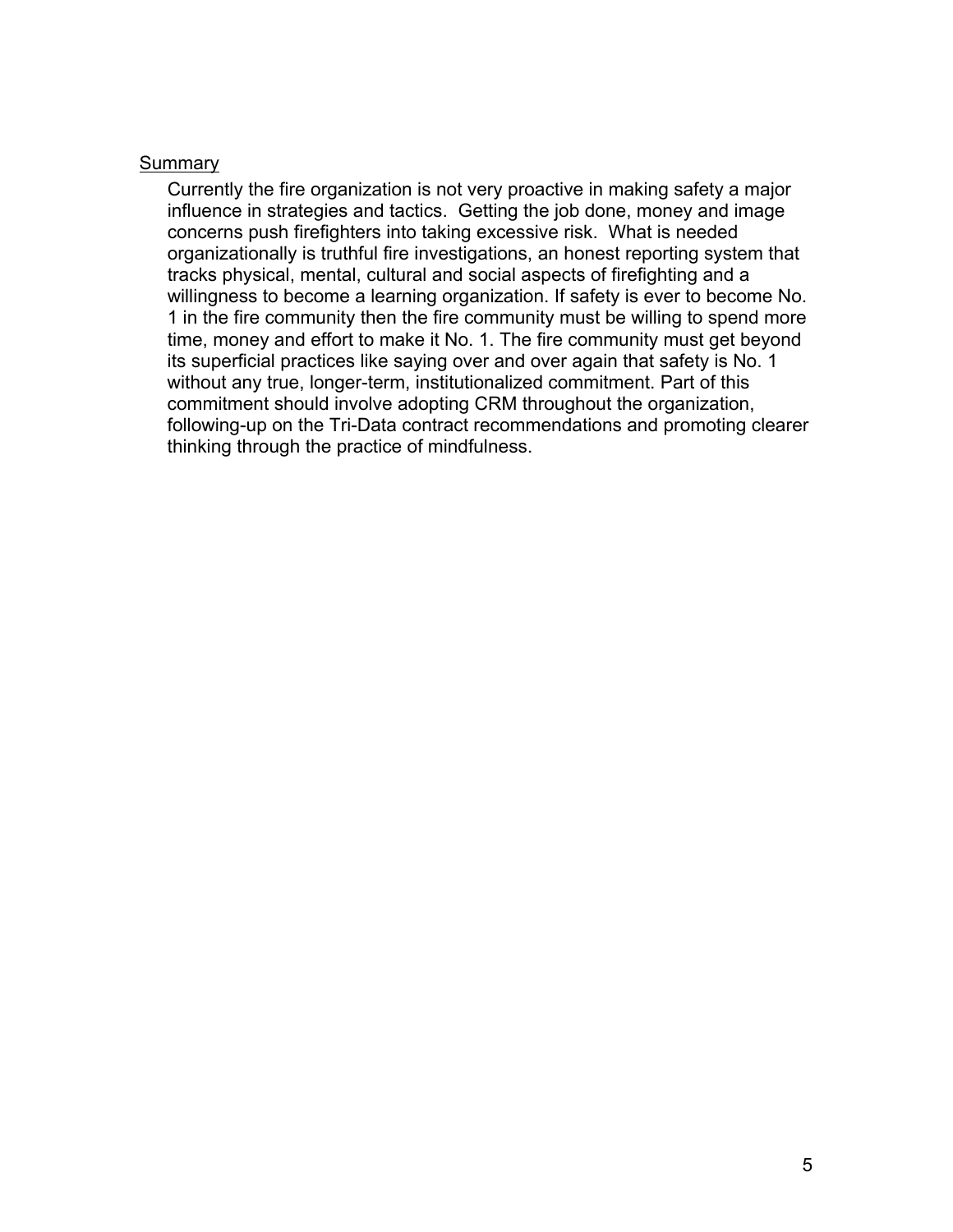## Summary

Currently the fire organization is not very proactive in making safety a major influence in strategies and tactics. Getting the job done, money and image concerns push firefighters into taking excessive risk. What is needed organizationally is truthful fire investigations, an honest reporting system that tracks physical, mental, cultural and social aspects of firefighting and a willingness to become a learning organization. If safety is ever to become No. 1 in the fire community then the fire community must be willing to spend more time, money and effort to make it No. 1. The fire community must get beyond its superficial practices like saying over and over again that safety is No. 1 without any true, longer-term, institutionalized commitment. Part of this commitment should involve adopting CRM throughout the organization, following-up on the Tri-Data contract recommendations and promoting clearer thinking through the practice of mindfulness.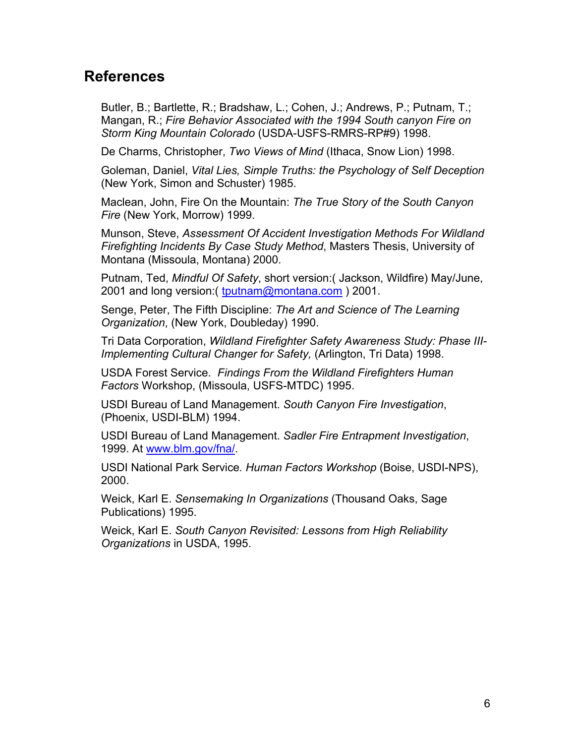## References

Butler, B.; Bartlette, R.; Bradshaw, L.; Cohen, J.; Andrews, P.; Putnam, T.; Mangan, R.; *Fire Behavior Associated with the 1994 South canyon Fire on Storm King Mountain Colorado* (USDA-USFS-RMRS-RP#9) 1998.

De Charms, Christopher, *Two Views of Mind* (Ithaca, Snow Lion) 1998.

Goleman, Daniel, *Vital Lies, Simple Truths: the Psychology of Self Deception* (New York, Simon and Schuster) 1985.

Maclean, John, Fire On the Mountain: *The True Story of the South Canyon Fire* (New York, Morrow) 1999.

Munson, Steve, *Assessment Of Accident Investigation Methods For Wildland Firefighting Incidents By Case Study Method*, Masters Thesis, University of Montana (Missoula, Montana) 2000.

Putnam, Ted, *Mindful Of Safety*, short version:( Jackson, Wildfire) May/June, 2001 and long version:( tputnam@montana.com ) 2001.

Senge, Peter, The Fifth Discipline: *The Art and Science of The Learning Organization*, (New York, Doubleday) 1990.

Tri Data Corporation, *Wildland Firefighter Safety Awareness Study: Phase III-Implementing Cultural Changer for Safety,* (Arlington, Tri Data) 1998.

USDA Forest Service. *Findings From the Wildland Firefighters Human Factors* Workshop, (Missoula, USFS-MTDC) 1995.

USDI Bureau of Land Management. *South Canyon Fire Investigation*, (Phoenix, USDI-BLM) 1994.

USDI Bureau of Land Management. *Sadler Fire Entrapment Investigation*, 1999. At www.blm.gov/fna/.

USDI National Park Service*. Human Factors Workshop* (Boise, USDI-NPS), 2000.

Weick, Karl E. *Sensemaking In Organizations* (Thousand Oaks, Sage Publications) 1995.

Weick, Karl E. *South Canyon Revisited: Lessons from High Reliability Organizations* in USDA, 1995.